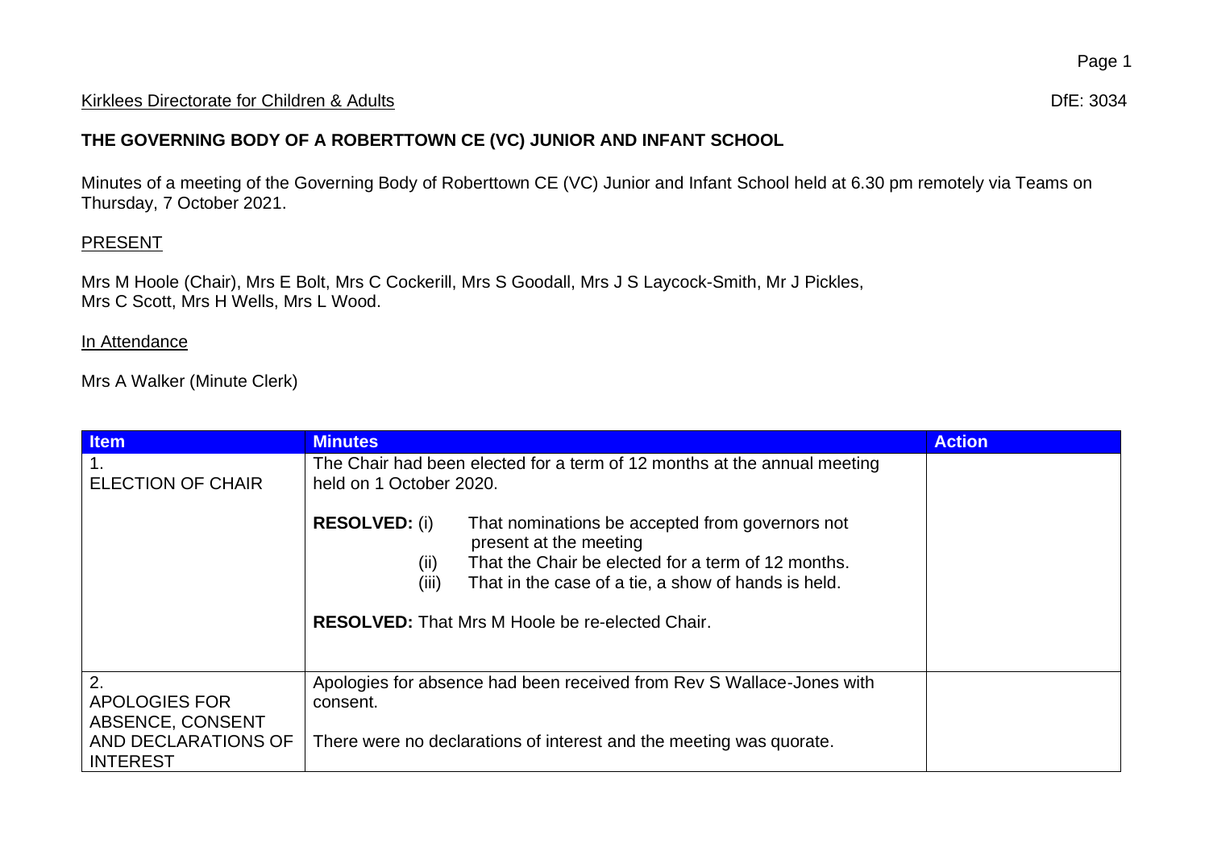Kirklees Directorate for Children & Adults DfE: 3034

**THE GOVERNING BODY OF A ROBERTTOWN CE (VC) JUNIOR AND INFANT SCHOOL**

Minutes of a meeting of the Governing Body of Roberttown CE (VC) Junior and Infant School held at 6.30 pm remotely via Teams on Thursday, 7 October 2021.

PRESENT

Mrs M Hoole (Chair), Mrs E Bolt, Mrs C Cockerill, Mrs S Goodall, Mrs J S Laycock-Smith, Mr J Pickles, Mrs C Scott, Mrs H Wells, Mrs L Wood.

In Attendance

Mrs A Walker (Minute Clerk)

| Item | Minutes | Action |
|---|---|---|
| 1. ELECTION OF CHAIR | The Chair had been elected for a term of 12 months at the annual meeting held on 1 October 2020.<br><br>**RESOLVED:** (i) That nominations be accepted from governors not present at the meeting<br>(ii) That the Chair be elected for a term of 12 months.<br>(iii) That in the case of a tie, a show of hands is held.<br><br>**RESOLVED:** That Mrs M Hoole be re-elected Chair. | |
| 2. APOLOGIES FOR ABSENCE, CONSENT AND DECLARATIONS OF INTEREST | Apologies for absence had been received from Rev S Wallace-Jones with consent.<br><br>There were no declarations of interest and the meeting was quorate. | |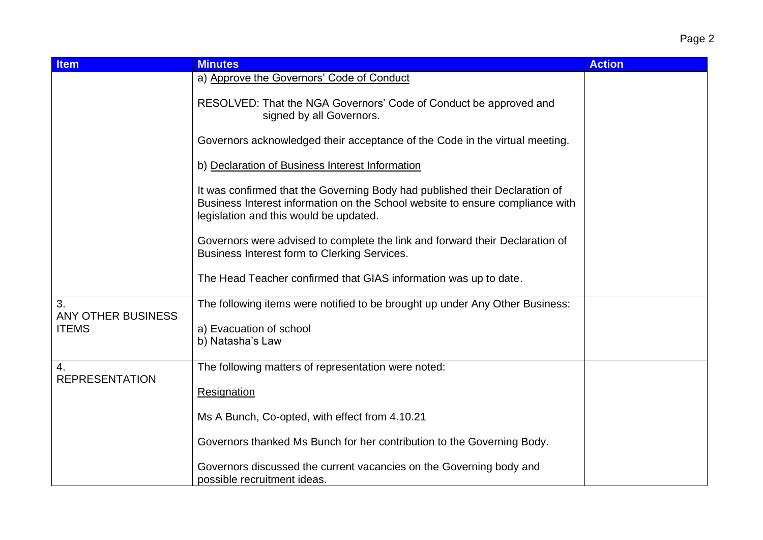| Item | Minutes | Action |
|---|---|---|
| | a) Approve the Governors' Code of Conduct<br><br>RESOLVED: That the NGA Governors' Code of Conduct be approved and signed by all Governors.<br><br>Governors acknowledged their acceptance of the Code in the virtual meeting.<br><br>b) Declaration of Business Interest Information<br><br>It was confirmed that the Governing Body had published their Declaration of Business Interest information on the School website to ensure compliance with legislation and this would be updated.<br><br>Governors were advised to complete the link and forward their Declaration of Business Interest form to Clerking Services.<br><br>The Head Teacher confirmed that GIAS information was up to date. | |
| 3.<br>ANY OTHER BUSINESS ITEMS | The following items were notified to be brought up under Any Other Business:<br><br>a) Evacuation of school<br>b) Natasha's Law | |
| 4.<br>REPRESENTATION | The following matters of representation were noted:<br><br>Resignation<br><br>Ms A Bunch, Co-opted, with effect from 4.10.21<br><br>Governors thanked Ms Bunch for her contribution to the Governing Body.<br><br>Governors discussed the current vacancies on the Governing body and possible recruitment ideas. | |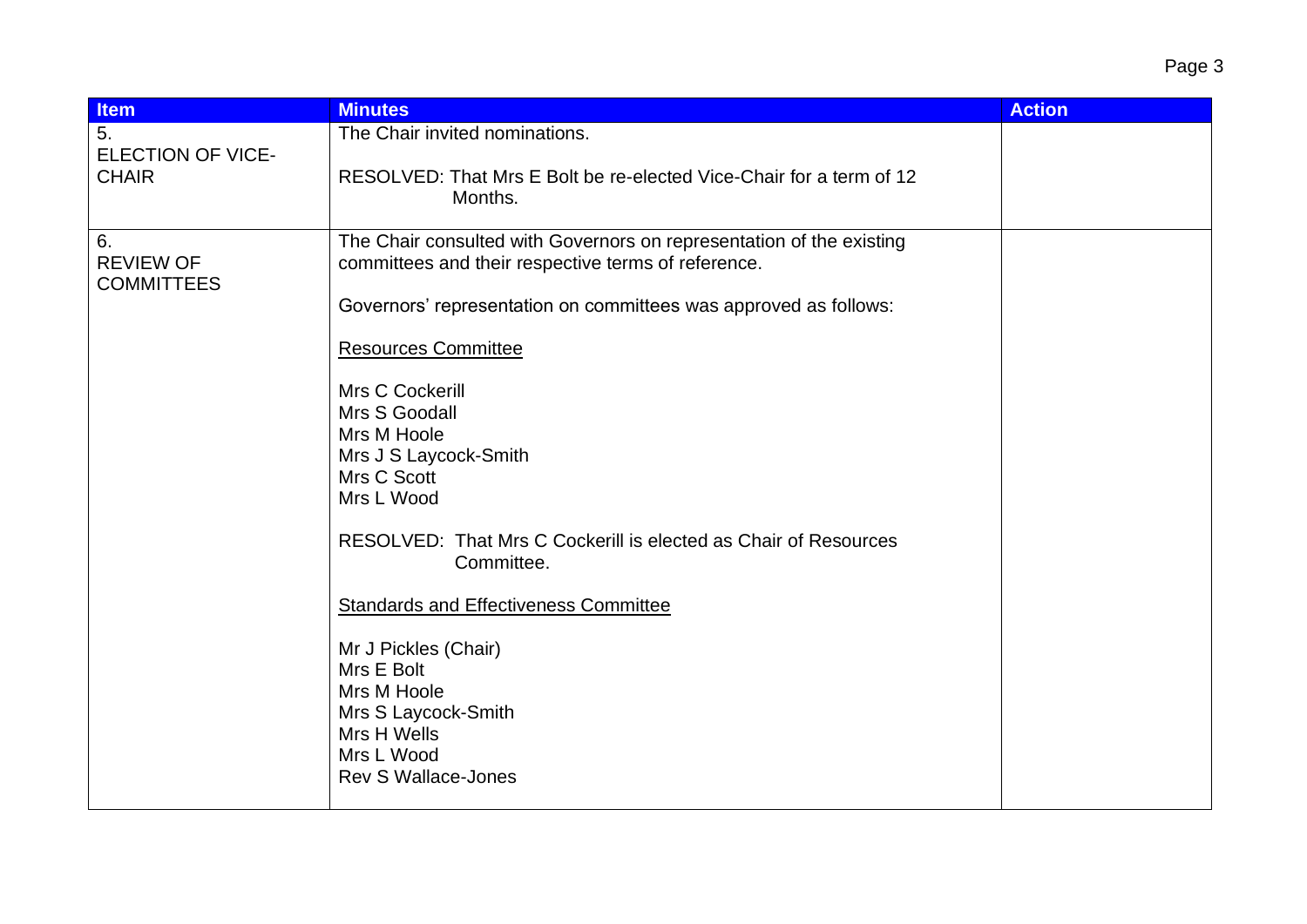| Item | Minutes | Action |
|---|---|---|
| 5.<br>ELECTION OF VICE-CHAIR | The Chair invited nominations.<br><br>RESOLVED: That Mrs E Bolt be re-elected Vice-Chair for a term of 12 Months. | |
| 6.<br>REVIEW OF COMMITTEES | The Chair consulted with Governors on representation of the existing committees and their respective terms of reference.<br><br>Governors' representation on committees was approved as follows:<br><br><u>Resources Committee</u><br><br>Mrs C Cockerill<br>Mrs S Goodall<br>Mrs M Hoole<br>Mrs J S Laycock-Smith<br>Mrs C Scott<br>Mrs L Wood<br><br>RESOLVED: That Mrs C Cockerill is elected as Chair of Resources Committee.<br><br><u>Standards and Effectiveness Committee</u><br><br>Mr J Pickles (Chair)<br>Mrs E Bolt<br>Mrs M Hoole<br>Mrs S Laycock-Smith<br>Mrs H Wells<br>Mrs L Wood<br>Rev S Wallace-Jones | |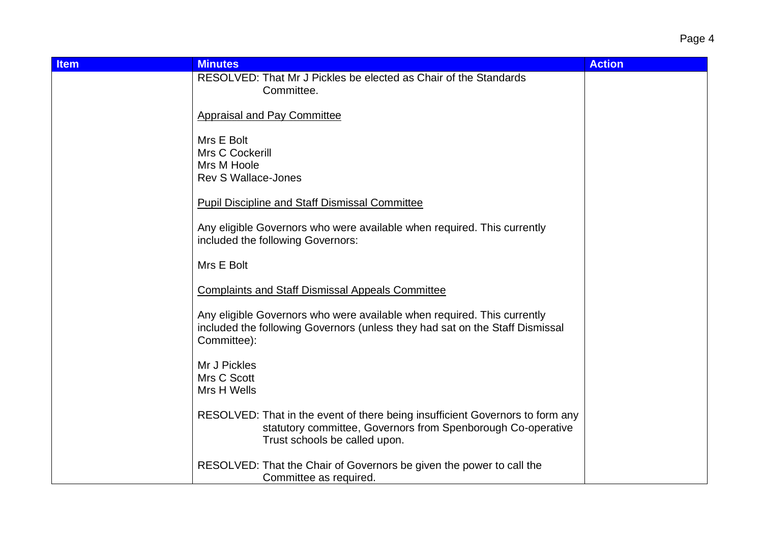| Item | Minutes | Action |
|---|---|---|
| | RESOLVED: That Mr J Pickles be elected as Chair of the Standards Committee.<br><br><u>Appraisal and Pay Committee</u><br><br>Mrs E Bolt<br>Mrs C Cockerill<br>Mrs M Hoole<br>Rev S Wallace-Jones<br><br><u>Pupil Discipline and Staff Dismissal Committee</u><br><br>Any eligible Governors who were available when required. This currently included the following Governors:<br><br>Mrs E Bolt<br><br><u>Complaints and Staff Dismissal Appeals Committee</u><br><br>Any eligible Governors who were available when required. This currently included the following Governors (unless they had sat on the Staff Dismissal Committee):<br><br>Mr J Pickles<br>Mrs C Scott<br>Mrs H Wells<br><br>RESOLVED: That in the event of there being insufficient Governors to form any statutory committee, Governors from Spenborough Co-operative Trust schools be called upon.<br><br>RESOLVED: That the Chair of Governors be given the power to call the Committee as required. | |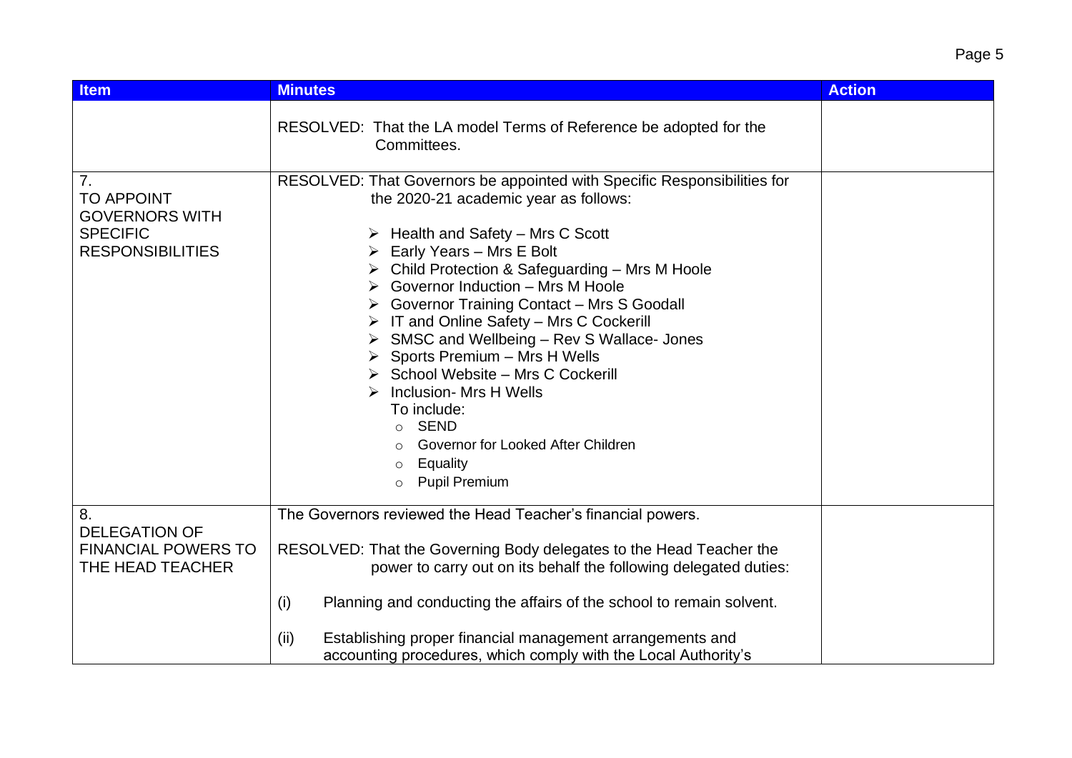| Item | Minutes | Action |
|---|---|---|
| | RESOLVED: That the LA model Terms of Reference be adopted for the Committees. | |
| 7. TO APPOINT GOVERNORS WITH SPECIFIC RESPONSIBILITIES | RESOLVED: That Governors be appointed with Specific Responsibilities for the 2020-21 academic year as follows:<br><br>➢ Health and Safety – Mrs C Scott<br>➢ Early Years – Mrs E Bolt<br>➢ Child Protection & Safeguarding – Mrs M Hoole<br>➢ Governor Induction – Mrs M Hoole<br>➢ Governor Training Contact – Mrs S Goodall<br>➢ IT and Online Safety – Mrs C Cockerill<br>➢ SMSC and Wellbeing – Rev S Wallace- Jones<br>➢ Sports Premium – Mrs H Wells<br>➢ School Website – Mrs C Cockerill<br>➢ Inclusion- Mrs H Wells<br>To include:<br>○ SEND<br>○ Governor for Looked After Children<br>○ Equality<br>○ Pupil Premium | |
| 8. DELEGATION OF FINANCIAL POWERS TO THE HEAD TEACHER | The Governors reviewed the Head Teacher's financial powers.<br><br>RESOLVED: That the Governing Body delegates to the Head Teacher the power to carry out on its behalf the following delegated duties:<br><br>(i) Planning and conducting the affairs of the school to remain solvent.<br><br>(ii) Establishing proper financial management arrangements and accounting procedures, which comply with the Local Authority's | |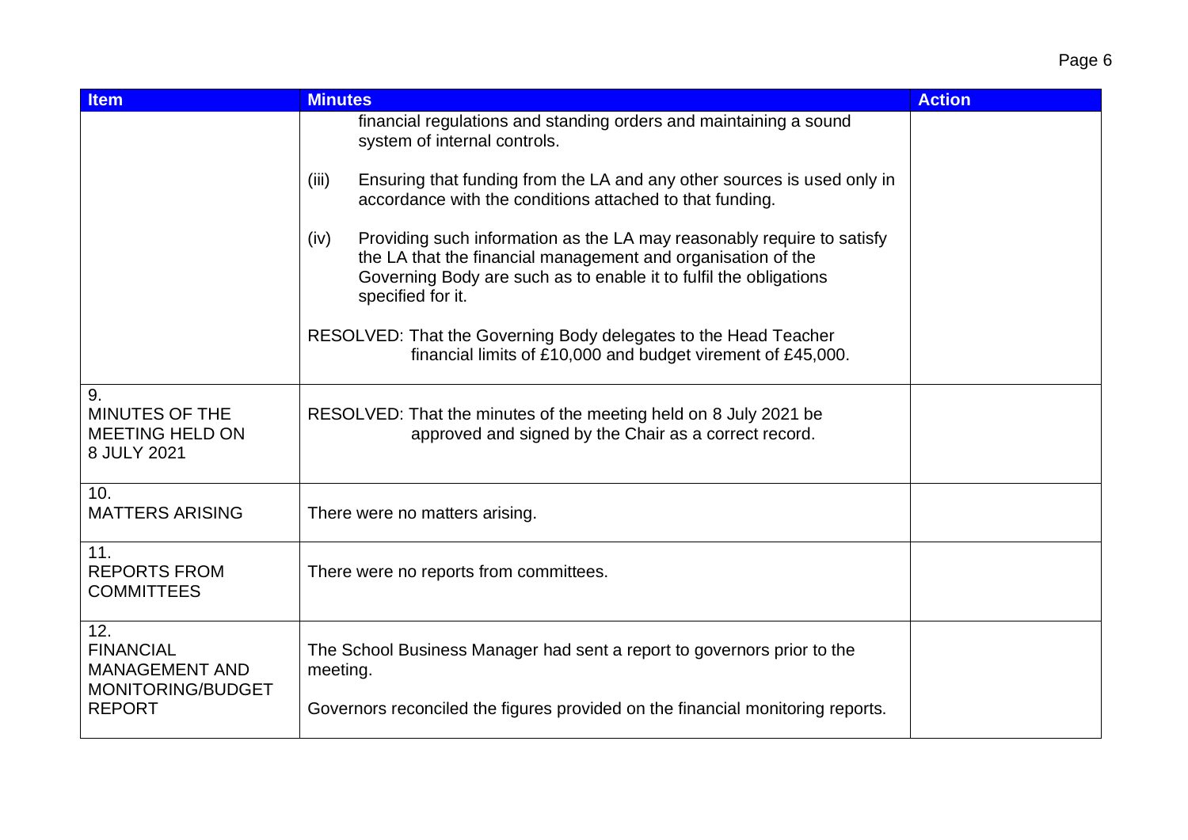| Item | Minutes | Action |
|---|---|---|
| | financial regulations and standing orders and maintaining a sound system of internal controls.<br><br>(iii) Ensuring that funding from the LA and any other sources is used only in accordance with the conditions attached to that funding.<br><br>(iv) Providing such information as the LA may reasonably require to satisfy the LA that the financial management and organisation of the Governing Body are such as to enable it to fulfil the obligations specified for it.<br><br>RESOLVED: That the Governing Body delegates to the Head Teacher financial limits of £10,000 and budget virement of £45,000. | |
| 9.<br>MINUTES OF THE MEETING HELD ON 8 JULY 2021 | RESOLVED: That the minutes of the meeting held on 8 July 2021 be approved and signed by the Chair as a correct record. | |
| 10.<br>MATTERS ARISING | There were no matters arising. | |
| 11.<br>REPORTS FROM COMMITTEES | There were no reports from committees. | |
| 12.<br>FINANCIAL MANAGEMENT AND MONITORING/BUDGET REPORT | The School Business Manager had sent a report to governors prior to the meeting.<br><br>Governors reconciled the figures provided on the financial monitoring reports. | |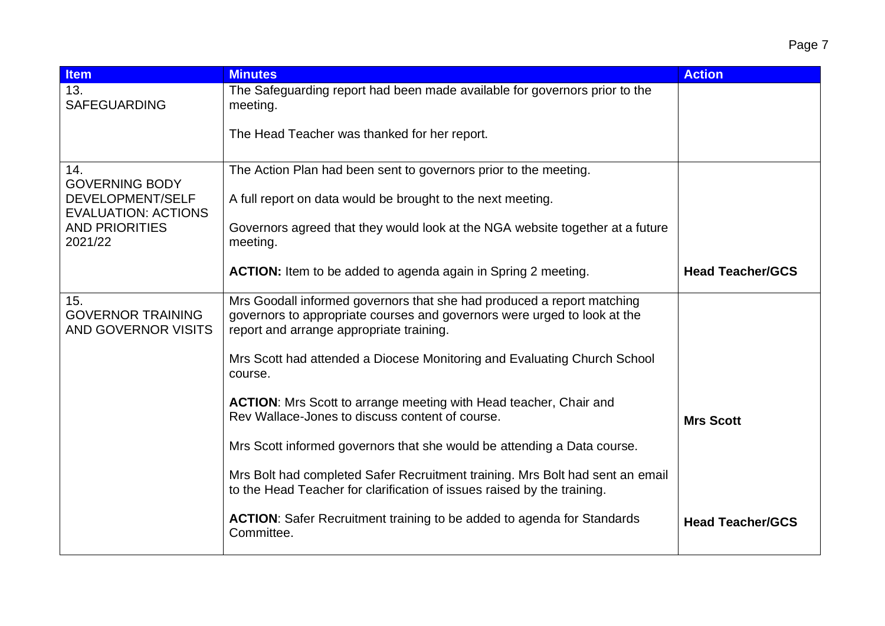| Item | Minutes | Action |
| --- | --- | --- |
| 13.<br>SAFEGUARDING | The Safeguarding report had been made available for governors prior to the meeting.<br><br>The Head Teacher was thanked for her report. | |
| 14.<br>GOVERNING BODY DEVELOPMENT/SELF EVALUATION: ACTIONS AND PRIORITIES 2021/22 | The Action Plan had been sent to governors prior to the meeting.<br><br>A full report on data would be brought to the next meeting.<br><br>Governors agreed that they would look at the NGA website together at a future meeting.<br><br>**ACTION:** Item to be added to agenda again in Spring 2 meeting. | **Head Teacher/GCS** |
| 15.<br>GOVERNOR TRAINING AND GOVERNOR VISITS | Mrs Goodall informed governors that she had produced a report matching governors to appropriate courses and governors were urged to look at the report and arrange appropriate training.<br><br>Mrs Scott had attended a Diocese Monitoring and Evaluating Church School course.<br><br>**ACTION**: Mrs Scott to arrange meeting with Head teacher, Chair and Rev Wallace-Jones to discuss content of course.<br><br>Mrs Scott informed governors that she would be attending a Data course.<br><br>Mrs Bolt had completed Safer Recruitment training. Mrs Bolt had sent an email to the Head Teacher for clarification of issues raised by the training.<br><br>**ACTION**: Safer Recruitment training to be added to agenda for Standards Committee. | **Mrs Scott**<br><br>**Head Teacher/GCS** |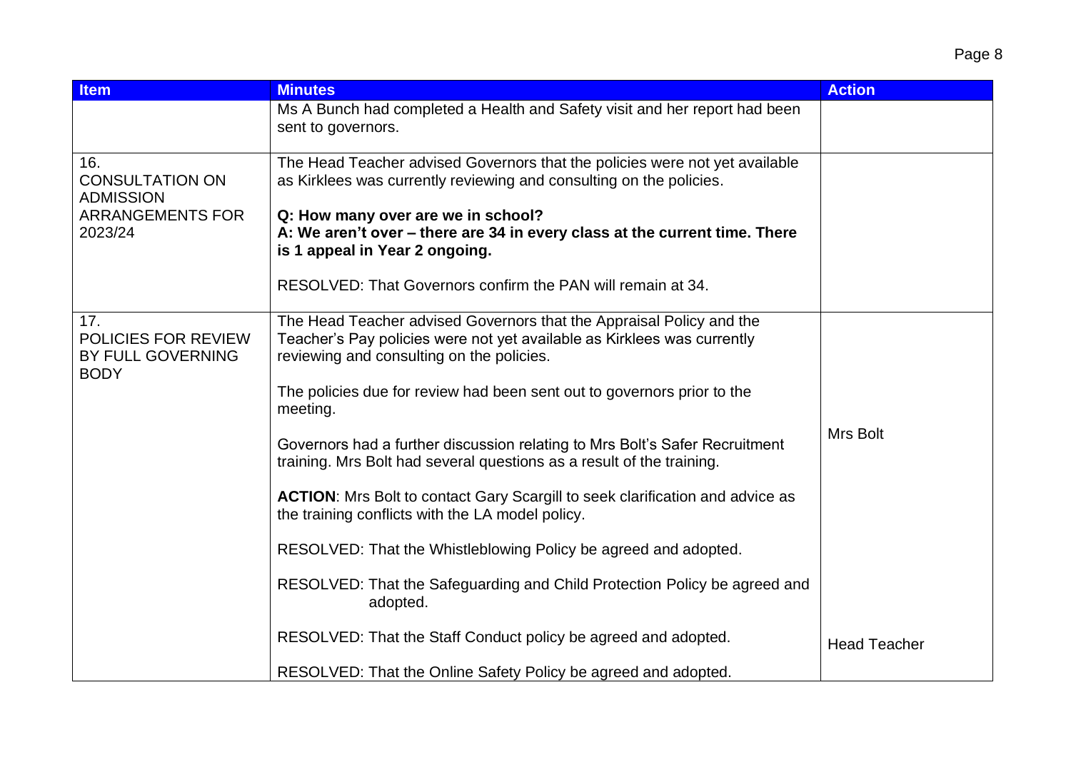| Item | Minutes | Action |
|---|---|---|
| | Ms A Bunch had completed a Health and Safety visit and her report had been sent to governors. | |
| 16. CONSULTATION ON ADMISSION ARRANGEMENTS FOR 2023/24 | The Head Teacher advised Governors that the policies were not yet available as Kirklees was currently reviewing and consulting on the policies.<br><br>**Q: How many over are we in school?**<br>**A: We aren't over – there are 34 in every class at the current time. There is 1 appeal in Year 2 ongoing.**<br><br>RESOLVED: That Governors confirm the PAN will remain at 34. | |
| 17. POLICIES FOR REVIEW BY FULL GOVERNING BODY | The Head Teacher advised Governors that the Appraisal Policy and the Teacher's Pay policies were not yet available as Kirklees was currently reviewing and consulting on the policies.<br><br>The policies due for review had been sent out to governors prior to the meeting.<br><br>Governors had a further discussion relating to Mrs Bolt's Safer Recruitment training. Mrs Bolt had several questions as a result of the training.<br><br>**ACTION**: Mrs Bolt to contact Gary Scargill to seek clarification and advice as the training conflicts with the LA model policy.<br><br>RESOLVED: That the Whistleblowing Policy be agreed and adopted.<br><br>RESOLVED: That the Safeguarding and Child Protection Policy be agreed and adopted.<br><br>RESOLVED: That the Staff Conduct policy be agreed and adopted.<br><br>RESOLVED: That the Online Safety Policy be agreed and adopted. | Mrs Bolt<br><br>Head Teacher |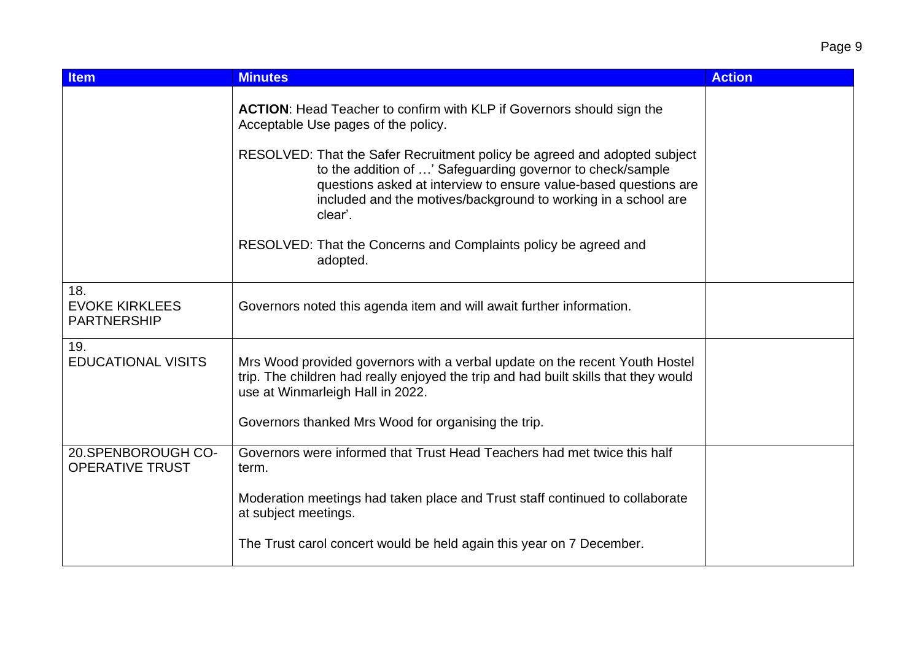| Item | Minutes | Action |
|---|---|---|
| | **ACTION**: Head Teacher to confirm with KLP if Governors should sign the Acceptable Use pages of the policy.<br><br>RESOLVED: That the Safer Recruitment policy be agreed and adopted subject to the addition of …' Safeguarding governor to check/sample questions asked at interview to ensure value-based questions are included and the motives/background to working in a school are clear'.<br><br>RESOLVED: That the Concerns and Complaints policy be agreed and adopted. | |
| 18.<br>EVOKE KIRKLEES PARTNERSHIP | Governors noted this agenda item and will await further information. | |
| 19.<br>EDUCATIONAL VISITS | Mrs Wood provided governors with a verbal update on the recent Youth Hostel trip. The children had really enjoyed the trip and had built skills that they would use at Winmarleigh Hall in 2022.<br><br>Governors thanked Mrs Wood for organising the trip. | |
| 20.SPENBOROUGH CO-OPERATIVE TRUST | Governors were informed that Trust Head Teachers had met twice this half term.<br><br>Moderation meetings had taken place and Trust staff continued to collaborate at subject meetings.<br><br>The Trust carol concert would be held again this year on 7 December. | |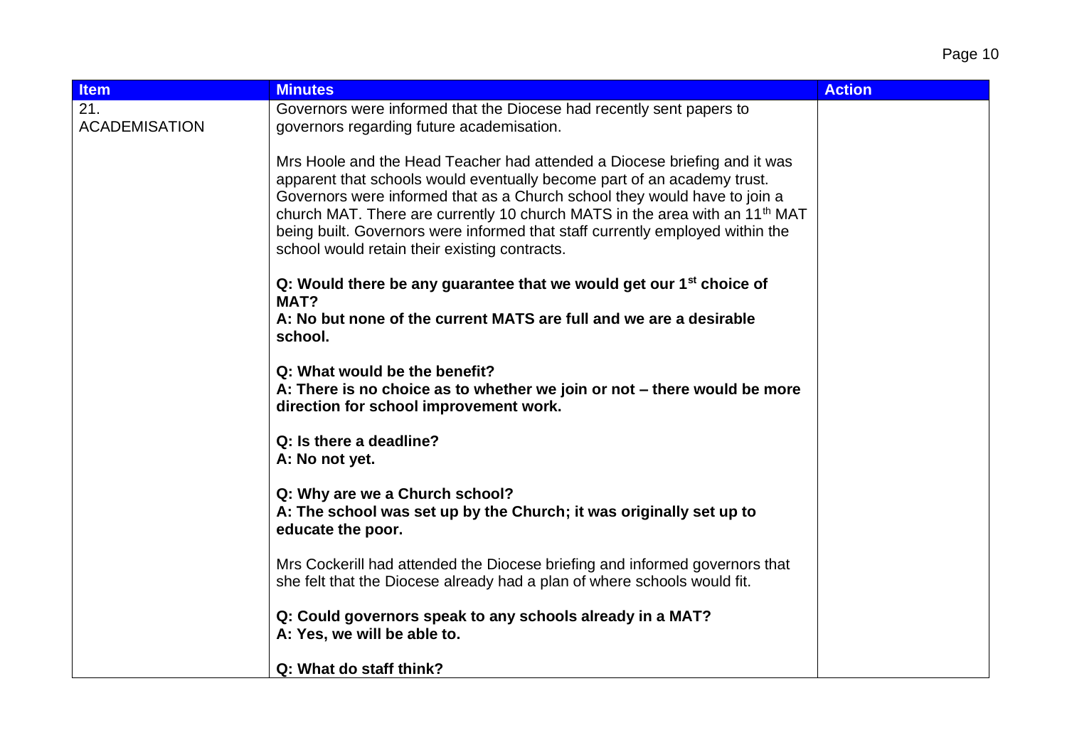| Item | Minutes | Action |
|---|---|---|
| 21. ACADEMISATION | Governors were informed that the Diocese had recently sent papers to governors regarding future academisation.<br><br>Mrs Hoole and the Head Teacher had attended a Diocese briefing and it was apparent that schools would eventually become part of an academy trust. Governors were informed that as a Church school they would have to join a church MAT. There are currently 10 church MATS in the area with an 11th MAT being built. Governors were informed that staff currently employed within the school would retain their existing contracts.<br><br>**Q: Would there be any guarantee that we would get our 1st choice of MAT?**<br>**A: No but none of the current MATS are full and we are a desirable school.**<br><br>**Q: What would be the benefit?**<br>**A: There is no choice as to whether we join or not – there would be more direction for school improvement work.**<br><br>**Q: Is there a deadline?**<br>**A: No not yet.**<br><br>**Q: Why are we a Church school?**<br>**A: The school was set up by the Church; it was originally set up to educate the poor.**<br><br>Mrs Cockerill had attended the Diocese briefing and informed governors that she felt that the Diocese already had a plan of where schools would fit.<br><br>**Q: Could governors speak to any schools already in a MAT?**<br>**A: Yes, we will be able to.**<br><br>**Q: What do staff think?** | |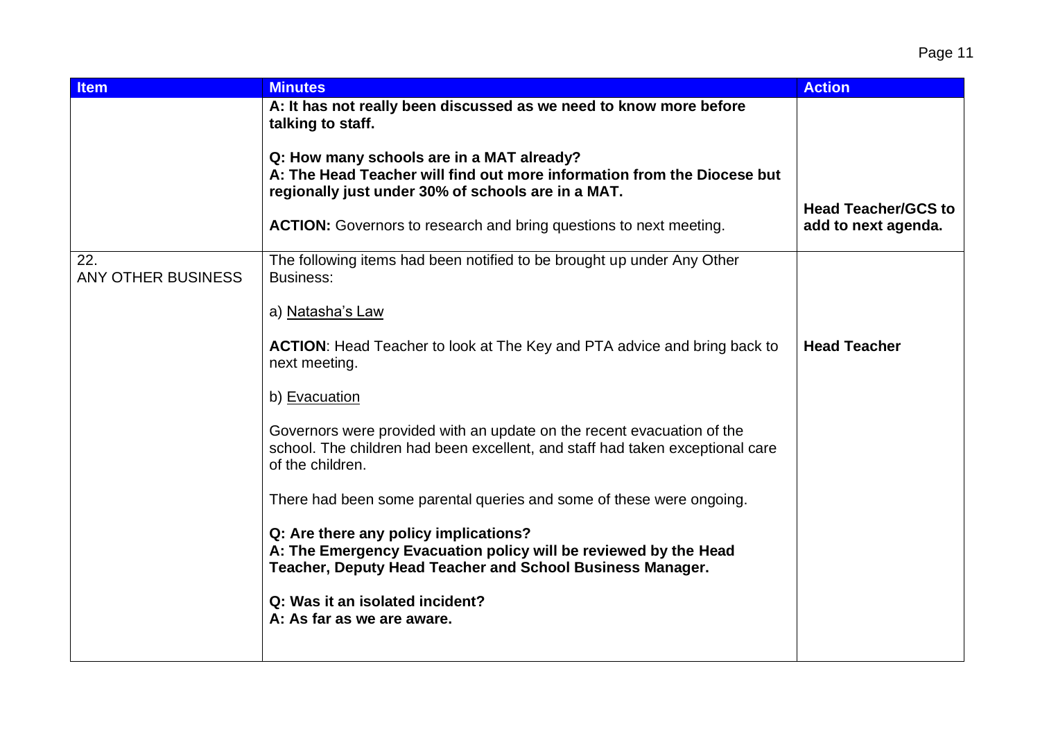| Item | Minutes | Action |
|---|---|---|
| | **A: It has not really been discussed as we need to know more before talking to staff.**<br><br>**Q: How many schools are in a MAT already?**<br>**A: The Head Teacher will find out more information from the Diocese but regionally just under 30% of schools are in a MAT.**<br><br>**ACTION:** Governors to research and bring questions to next meeting. | **Head Teacher/GCS to add to next agenda.** |
| 22.<br>ANY OTHER BUSINESS | The following items had been notified to be brought up under Any Other Business:<br><br>a) Natasha's Law<br><br>**ACTION**: Head Teacher to look at The Key and PTA advice and bring back to next meeting.<br><br>b) Evacuation<br><br>Governors were provided with an update on the recent evacuation of the school. The children had been excellent, and staff had taken exceptional care of the children.<br><br>There had been some parental queries and some of these were ongoing.<br><br>**Q: Are there any policy implications?**<br>**A: The Emergency Evacuation policy will be reviewed by the Head Teacher, Deputy Head Teacher and School Business Manager.**<br><br>**Q: Was it an isolated incident?**<br>**A: As far as we are aware.** | <br><br><br><br><br>**Head Teacher** |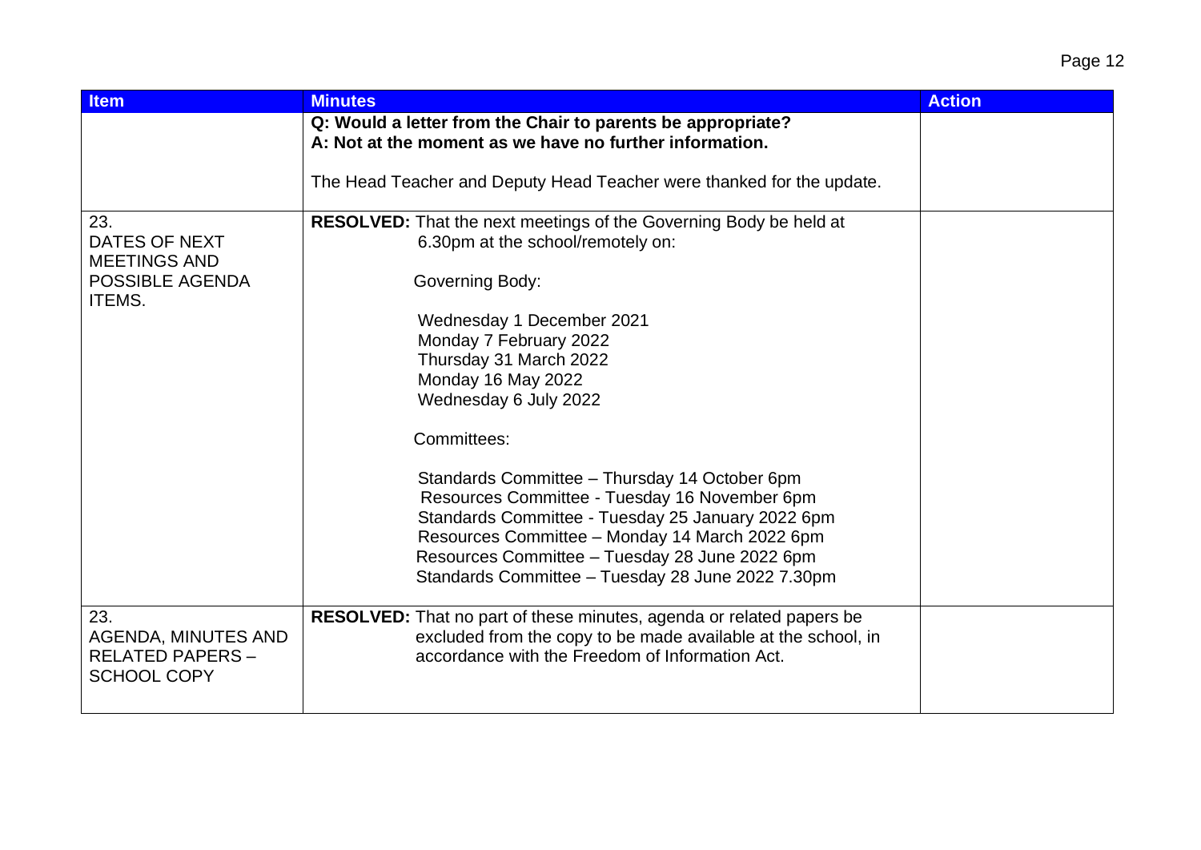| Item | Minutes | Action |
|---|---|---|
| | **Q: Would a letter from the Chair to parents be appropriate?**<br>**A: Not at the moment as we have no further information.**<br><br>The Head Teacher and Deputy Head Teacher were thanked for the update. | |
| 23.<br>DATES OF NEXT MEETINGS AND POSSIBLE AGENDA ITEMS. | **RESOLVED:** That the next meetings of the Governing Body be held at 6.30pm at the school/remotely on:<br><br>Governing Body:<br><br>Wednesday 1 December 2021<br>Monday 7 February 2022<br>Thursday 31 March 2022<br>Monday 16 May 2022<br>Wednesday 6 July 2022<br><br>Committees:<br><br>Standards Committee – Thursday 14 October 6pm<br>Resources Committee - Tuesday 16 November 6pm<br>Standards Committee - Tuesday 25 January 2022 6pm<br>Resources Committee – Monday 14 March 2022 6pm<br>Resources Committee – Tuesday 28 June 2022 6pm<br>Standards Committee – Tuesday 28 June 2022 7.30pm | |
| 23.<br>AGENDA, MINUTES AND RELATED PAPERS – SCHOOL COPY | **RESOLVED:** That no part of these minutes, agenda or related papers be excluded from the copy to be made available at the school, in accordance with the Freedom of Information Act. | |